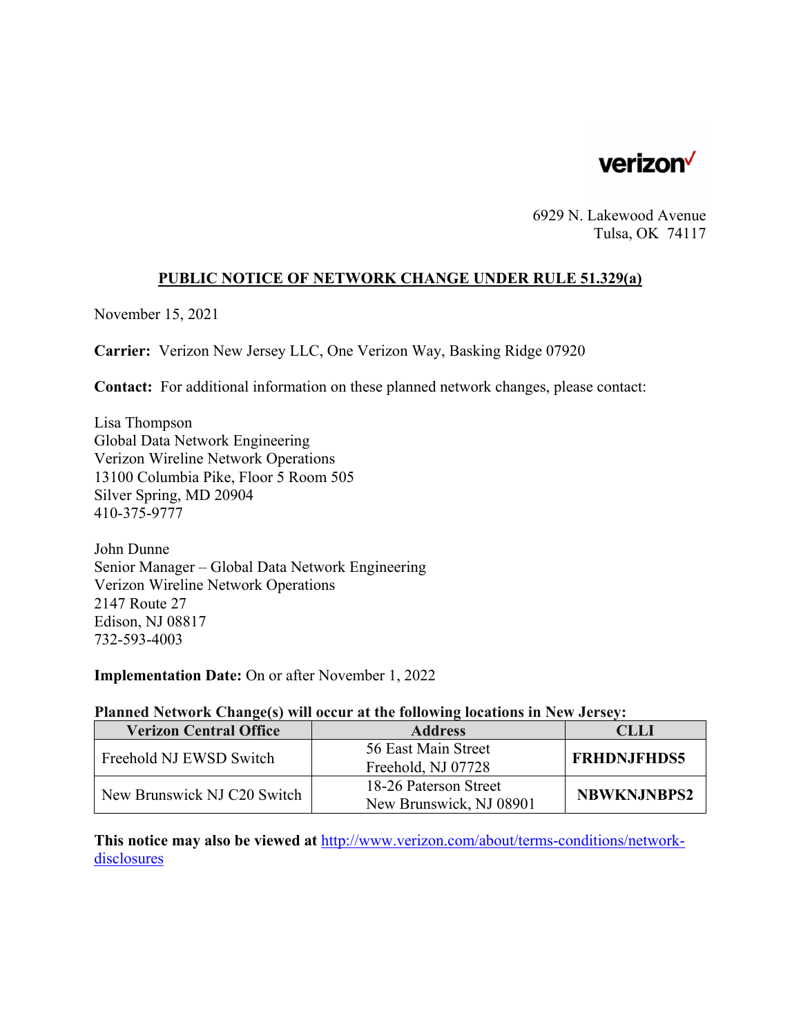verizon

6929 N. Lakewood Avenue
Tulsa, OK 74117

## PUBLIC NOTICE OF NETWORK CHANGE UNDER RULE 51.329(a)

November 15, 2021

**Carrier:** Verizon New Jersey LLC, One Verizon Way, Basking Ridge 07920

**Contact:** For additional information on these planned network changes, please contact:

Lisa Thompson
Global Data Network Engineering
Verizon Wireline Network Operations
13100 Columbia Pike, Floor 5 Room 505
Silver Spring, MD 20904
410-375-9777

John Dunne
Senior Manager – Global Data Network Engineering
Verizon Wireline Network Operations
2147 Route 27
Edison, NJ 08817
732-593-4003

**Implementation Date:** On or after November 1, 2022

**Planned Network Change(s) will occur at the following locations in New Jersey:**

| Verizon Central Office | Address | CLLI |
|---|---|---|
| Freehold NJ EWSD Switch | 56 East Main Street Freehold, NJ 07728 | **FRHDNJFHDS5** |
| New Brunswick NJ C20 Switch | 18-26 Paterson Street New Brunswick, NJ 08901 | **NBWKNJNBPS2** |

**This notice may also be viewed at** http://www.verizon.com/about/terms-conditions/network-disclosures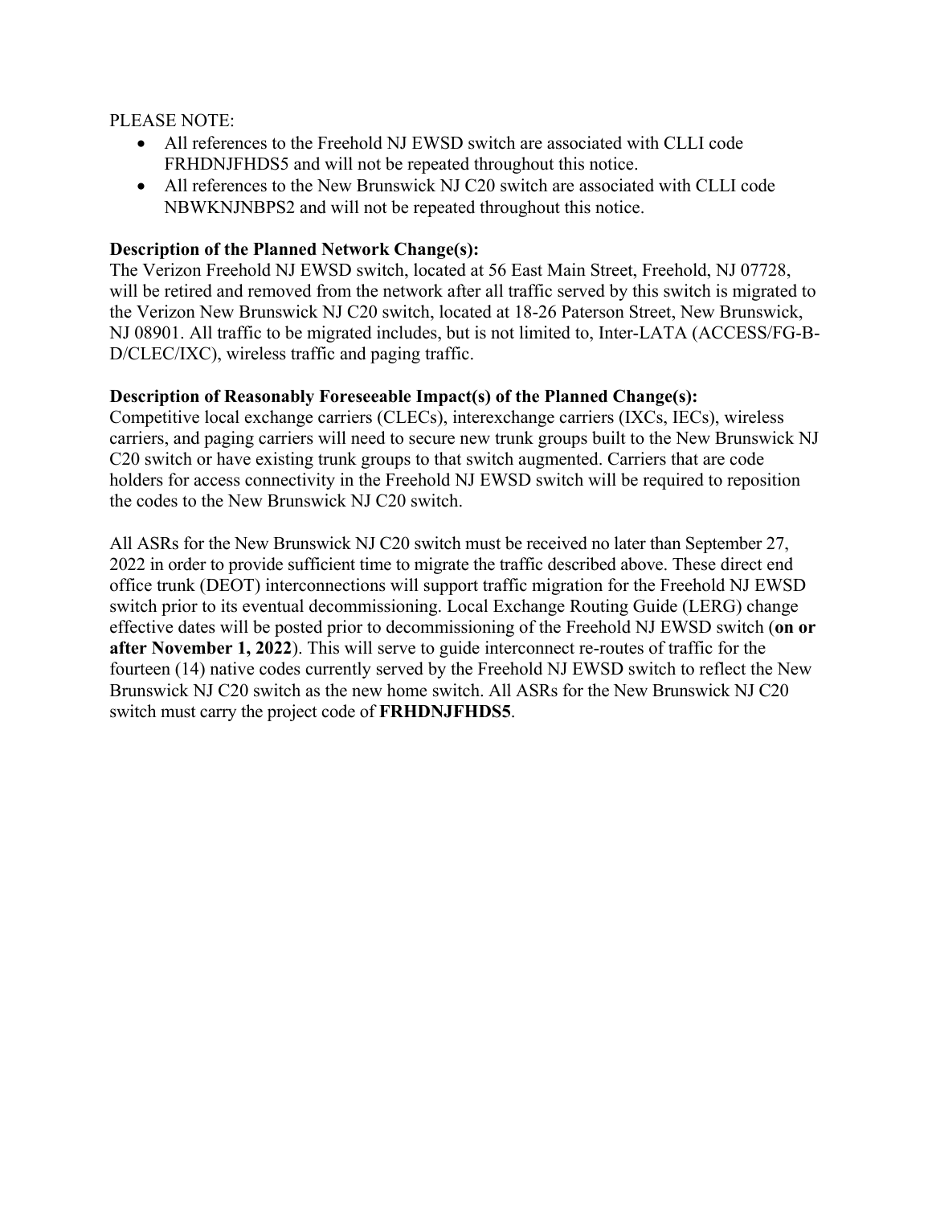PLEASE NOTE:

- All references to the Freehold NJ EWSD switch are associated with CLLI code FRHDNJFHDS5 and will not be repeated throughout this notice.
- All references to the New Brunswick NJ C20 switch are associated with CLLI code NBWKNJNBPS2 and will not be repeated throughout this notice.

**Description of the Planned Network Change(s):**
The Verizon Freehold NJ EWSD switch, located at 56 East Main Street, Freehold, NJ 07728, will be retired and removed from the network after all traffic served by this switch is migrated to the Verizon New Brunswick NJ C20 switch, located at 18-26 Paterson Street, New Brunswick, NJ 08901. All traffic to be migrated includes, but is not limited to, Inter-LATA (ACCESS/FG-B-D/CLEC/IXC), wireless traffic and paging traffic.

**Description of Reasonably Foreseeable Impact(s) of the Planned Change(s):**
Competitive local exchange carriers (CLECs), interexchange carriers (IXCs, IECs), wireless carriers, and paging carriers will need to secure new trunk groups built to the New Brunswick NJ C20 switch or have existing trunk groups to that switch augmented. Carriers that are code holders for access connectivity in the Freehold NJ EWSD switch will be required to reposition the codes to the New Brunswick NJ C20 switch.

All ASRs for the New Brunswick NJ C20 switch must be received no later than September 27, 2022 in order to provide sufficient time to migrate the traffic described above. These direct end office trunk (DEOT) interconnections will support traffic migration for the Freehold NJ EWSD switch prior to its eventual decommissioning. Local Exchange Routing Guide (LERG) change effective dates will be posted prior to decommissioning of the Freehold NJ EWSD switch (**on or after November 1, 2022**). This will serve to guide interconnect re-routes of traffic for the fourteen (14) native codes currently served by the Freehold NJ EWSD switch to reflect the New Brunswick NJ C20 switch as the new home switch. All ASRs for the New Brunswick NJ C20 switch must carry the project code of **FRHDNJFHDS5**.